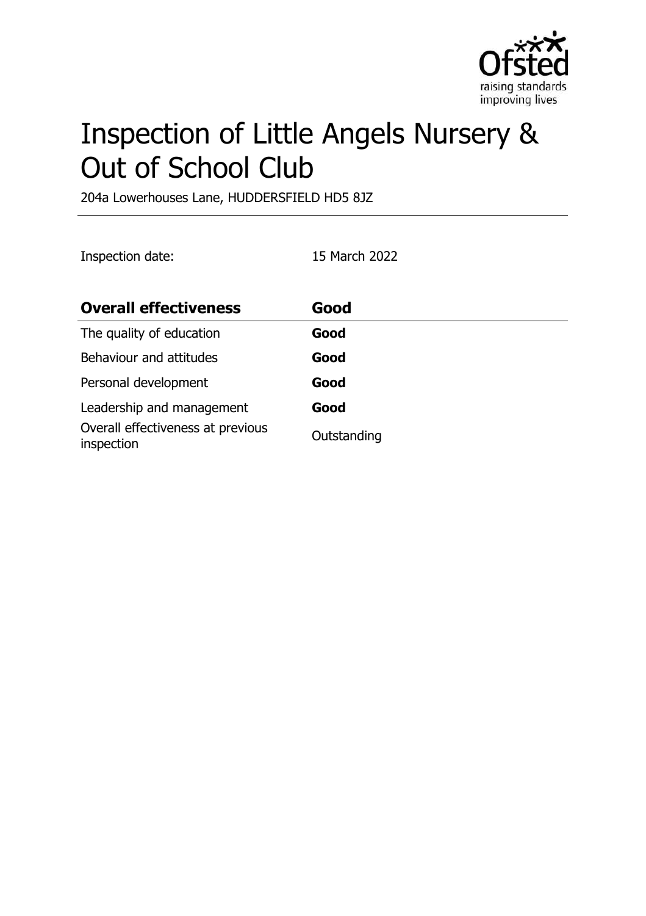# Inspection of Little Angels Nursery & Out of School Club

204a Lowerhouses Lane, HUDDERSFIELD HD5 8JZ

Inspection date: 15 March 2022

| **Overall effectiveness** | **Good** |
| --- | --- |
| The quality of education | **Good** |
| Behaviour and attitudes | **Good** |
| Personal development | **Good** |
| Leadership and management | **Good** |
| Overall effectiveness at previous inspection | Outstanding |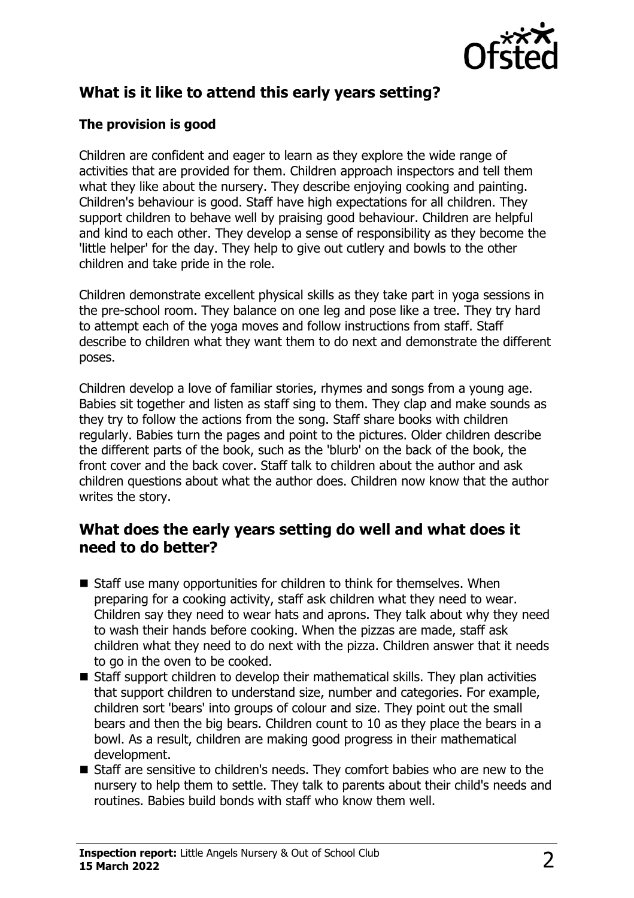## What is it like to attend this early years setting?

### The provision is good

Children are confident and eager to learn as they explore the wide range of activities that are provided for them. Children approach inspectors and tell them what they like about the nursery. They describe enjoying cooking and painting. Children's behaviour is good. Staff have high expectations for all children. They support children to behave well by praising good behaviour. Children are helpful and kind to each other. They develop a sense of responsibility as they become the 'little helper' for the day. They help to give out cutlery and bowls to the other children and take pride in the role.

Children demonstrate excellent physical skills as they take part in yoga sessions in the pre-school room. They balance on one leg and pose like a tree. They try hard to attempt each of the yoga moves and follow instructions from staff. Staff describe to children what they want them to do next and demonstrate the different poses.

Children develop a love of familiar stories, rhymes and songs from a young age. Babies sit together and listen as staff sing to them. They clap and make sounds as they try to follow the actions from the song. Staff share books with children regularly. Babies turn the pages and point to the pictures. Older children describe the different parts of the book, such as the 'blurb' on the back of the book, the front cover and the back cover. Staff talk to children about the author and ask children questions about what the author does. Children now know that the author writes the story.

## What does the early years setting do well and what does it need to do better?

- Staff use many opportunities for children to think for themselves. When preparing for a cooking activity, staff ask children what they need to wear. Children say they need to wear hats and aprons. They talk about why they need to wash their hands before cooking. When the pizzas are made, staff ask children what they need to do next with the pizza. Children answer that it needs to go in the oven to be cooked.
- Staff support children to develop their mathematical skills. They plan activities that support children to understand size, number and categories. For example, children sort 'bears' into groups of colour and size. They point out the small bears and then the big bears. Children count to 10 as they place the bears in a bowl. As a result, children are making good progress in their mathematical development.
- Staff are sensitive to children's needs. They comfort babies who are new to the nursery to help them to settle. They talk to parents about their child's needs and routines. Babies build bonds with staff who know them well.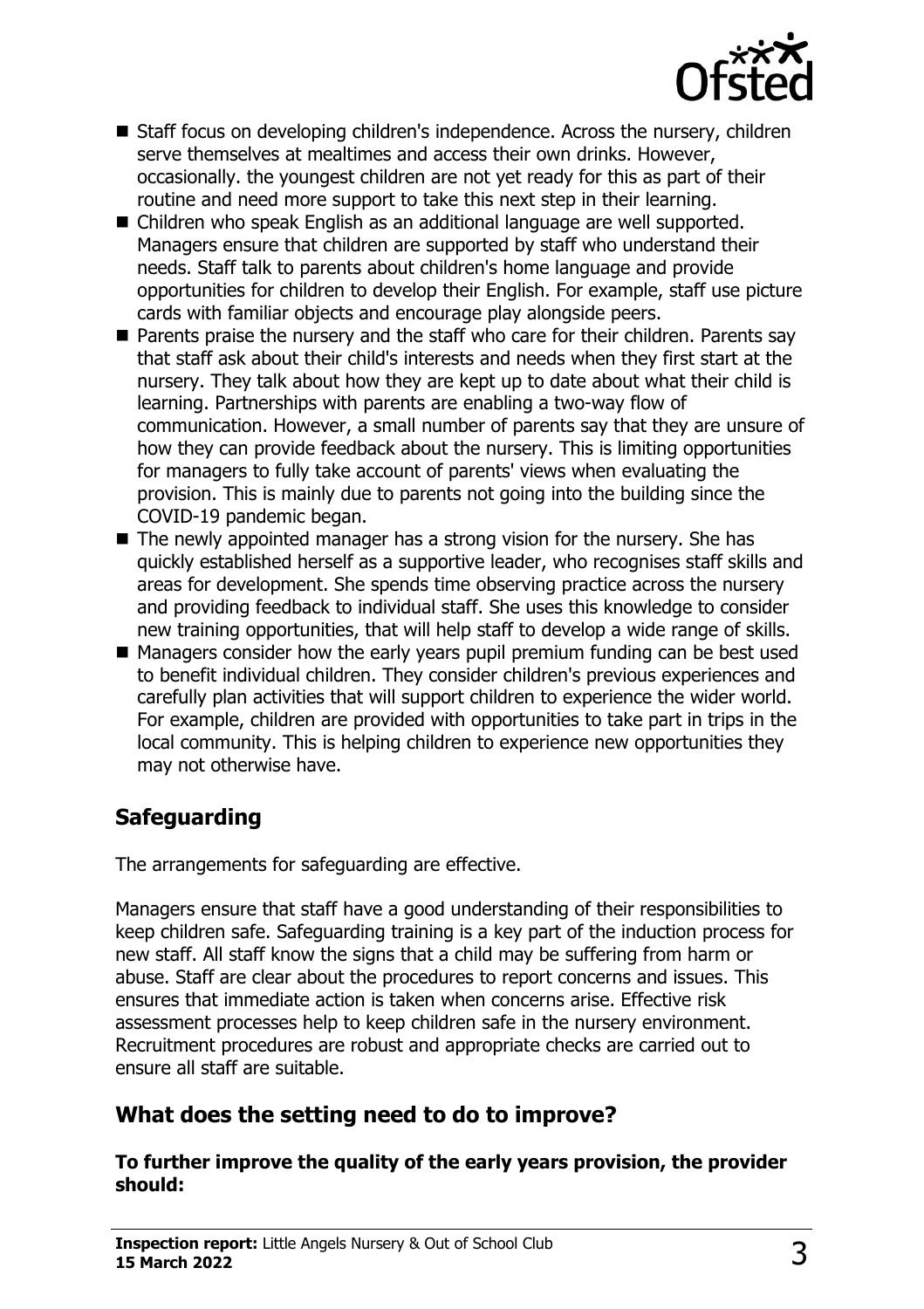- Staff focus on developing children's independence. Across the nursery, children serve themselves at mealtimes and access their own drinks. However, occasionally. the youngest children are not yet ready for this as part of their routine and need more support to take this next step in their learning.
- Children who speak English as an additional language are well supported. Managers ensure that children are supported by staff who understand their needs. Staff talk to parents about children's home language and provide opportunities for children to develop their English. For example, staff use picture cards with familiar objects and encourage play alongside peers.
- Parents praise the nursery and the staff who care for their children. Parents say that staff ask about their child's interests and needs when they first start at the nursery. They talk about how they are kept up to date about what their child is learning. Partnerships with parents are enabling a two-way flow of communication. However, a small number of parents say that they are unsure of how they can provide feedback about the nursery. This is limiting opportunities for managers to fully take account of parents' views when evaluating the provision. This is mainly due to parents not going into the building since the COVID-19 pandemic began.
- The newly appointed manager has a strong vision for the nursery. She has quickly established herself as a supportive leader, who recognises staff skills and areas for development. She spends time observing practice across the nursery and providing feedback to individual staff. She uses this knowledge to consider new training opportunities, that will help staff to develop a wide range of skills.
- Managers consider how the early years pupil premium funding can be best used to benefit individual children. They consider children's previous experiences and carefully plan activities that will support children to experience the wider world. For example, children are provided with opportunities to take part in trips in the local community. This is helping children to experience new opportunities they may not otherwise have.

## Safeguarding

The arrangements for safeguarding are effective.

Managers ensure that staff have a good understanding of their responsibilities to keep children safe. Safeguarding training is a key part of the induction process for new staff. All staff know the signs that a child may be suffering from harm or abuse. Staff are clear about the procedures to report concerns and issues. This ensures that immediate action is taken when concerns arise. Effective risk assessment processes help to keep children safe in the nursery environment. Recruitment procedures are robust and appropriate checks are carried out to ensure all staff are suitable.

## What does the setting need to do to improve?

**To further improve the quality of the early years provision, the provider should:**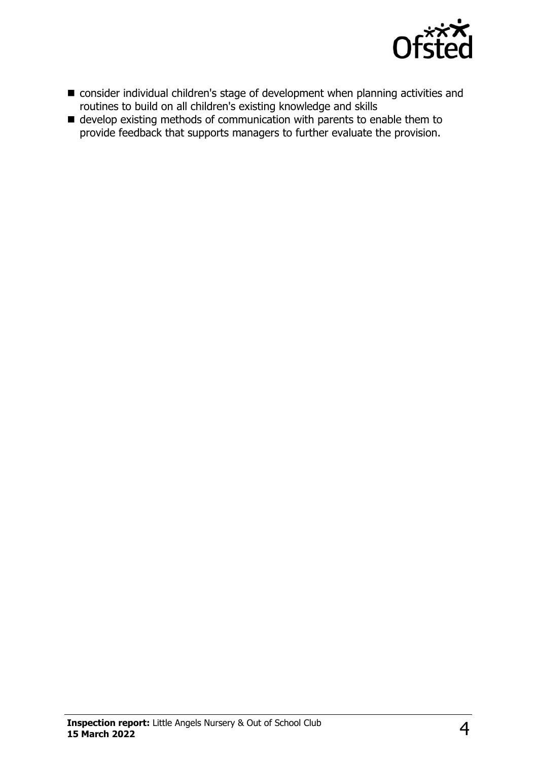- consider individual children's stage of development when planning activities and routines to build on all children's existing knowledge and skills
- develop existing methods of communication with parents to enable them to provide feedback that supports managers to further evaluate the provision.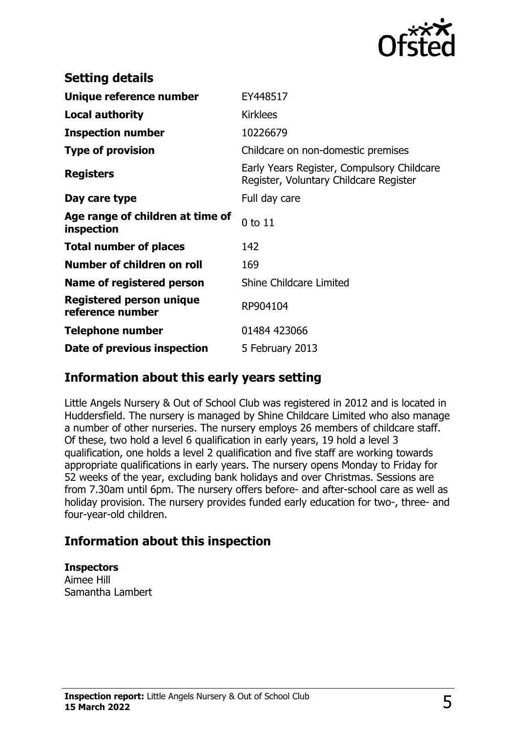## Setting details

| | |
|---|---|
| **Unique reference number** | EY448517 |
| **Local authority** | Kirklees |
| **Inspection number** | 10226679 |
| **Type of provision** | Childcare on non-domestic premises |
| **Registers** | Early Years Register, Compulsory Childcare Register, Voluntary Childcare Register |
| **Day care type** | Full day care |
| **Age range of children at time of inspection** | 0 to 11 |
| **Total number of places** | 142 |
| **Number of children on roll** | 169 |
| **Name of registered person** | Shine Childcare Limited |
| **Registered person unique reference number** | RP904104 |
| **Telephone number** | 01484 423066 |
| **Date of previous inspection** | 5 February 2013 |

## Information about this early years setting

Little Angels Nursery & Out of School Club was registered in 2012 and is located in Huddersfield. The nursery is managed by Shine Childcare Limited who also manage a number of other nurseries. The nursery employs 26 members of childcare staff. Of these, two hold a level 6 qualification in early years, 19 hold a level 3 qualification, one holds a level 2 qualification and five staff are working towards appropriate qualifications in early years. The nursery opens Monday to Friday for 52 weeks of the year, excluding bank holidays and over Christmas. Sessions are from 7.30am until 6pm. The nursery offers before- and after-school care as well as holiday provision. The nursery provides funded early education for two-, three- and four-year-old children.

## Information about this inspection

**Inspectors**
Aimee Hill
Samantha Lambert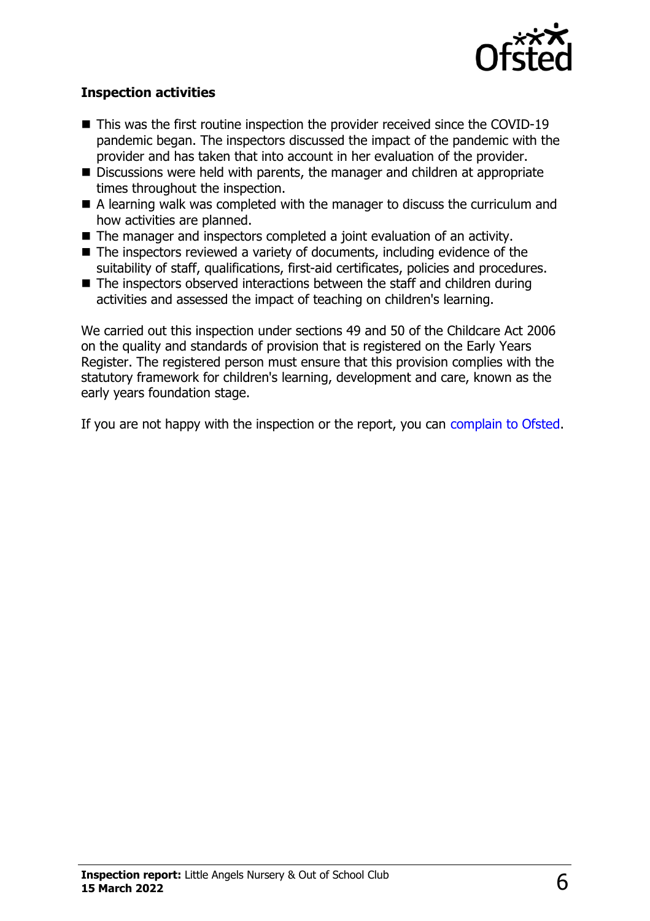### Inspection activities

- This was the first routine inspection the provider received since the COVID-19 pandemic began. The inspectors discussed the impact of the pandemic with the provider and has taken that into account in her evaluation of the provider.
- Discussions were held with parents, the manager and children at appropriate times throughout the inspection.
- A learning walk was completed with the manager to discuss the curriculum and how activities are planned.
- The manager and inspectors completed a joint evaluation of an activity.
- The inspectors reviewed a variety of documents, including evidence of the suitability of staff, qualifications, first-aid certificates, policies and procedures.
- The inspectors observed interactions between the staff and children during activities and assessed the impact of teaching on children's learning.

We carried out this inspection under sections 49 and 50 of the Childcare Act 2006 on the quality and standards of provision that is registered on the Early Years Register. The registered person must ensure that this provision complies with the statutory framework for children's learning, development and care, known as the early years foundation stage.

If you are not happy with the inspection or the report, you can complain to Ofsted.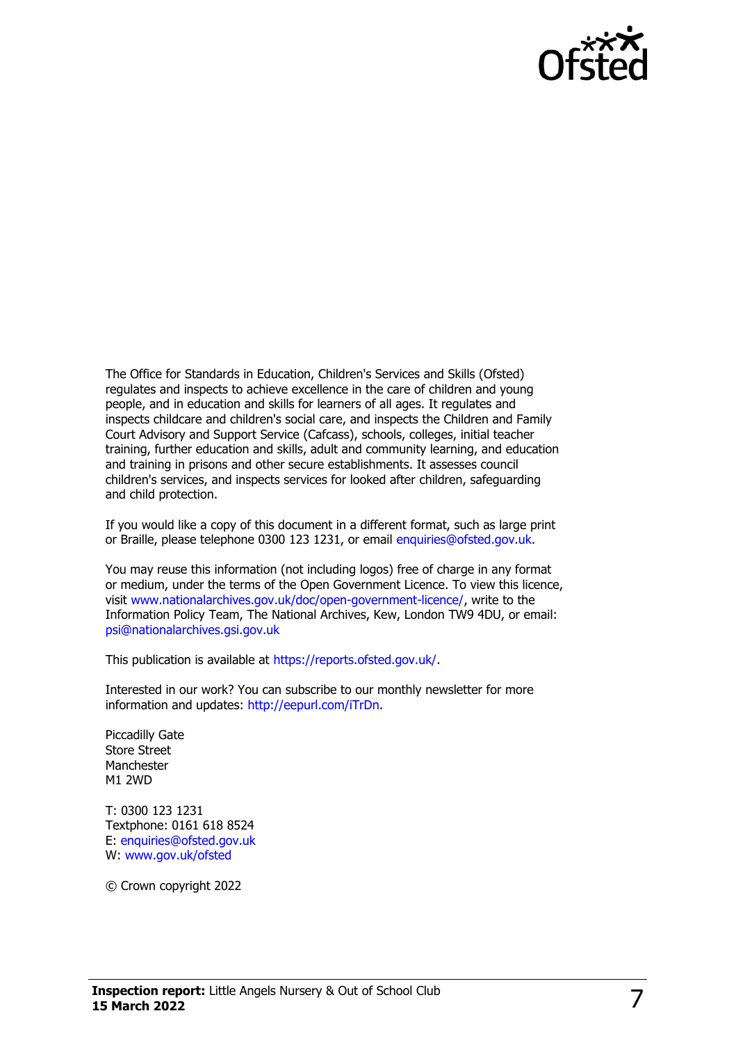The Office for Standards in Education, Children's Services and Skills (Ofsted) regulates and inspects to achieve excellence in the care of children and young people, and in education and skills for learners of all ages. It regulates and inspects childcare and children's social care, and inspects the Children and Family Court Advisory and Support Service (Cafcass), schools, colleges, initial teacher training, further education and skills, adult and community learning, and education and training in prisons and other secure establishments. It assesses council children's services, and inspects services for looked after children, safeguarding and child protection.

If you would like a copy of this document in a different format, such as large print or Braille, please telephone 0300 123 1231, or email enquiries@ofsted.gov.uk.

You may reuse this information (not including logos) free of charge in any format or medium, under the terms of the Open Government Licence. To view this licence, visit www.nationalarchives.gov.uk/doc/open-government-licence/, write to the Information Policy Team, The National Archives, Kew, London TW9 4DU, or email: psi@nationalarchives.gsi.gov.uk

This publication is available at https://reports.ofsted.gov.uk/.

Interested in our work? You can subscribe to our monthly newsletter for more information and updates: http://eepurl.com/iTrDn.

Piccadilly Gate
Store Street
Manchester
M1 2WD

T: 0300 123 1231
Textphone: 0161 618 8524
E: enquiries@ofsted.gov.uk
W: www.gov.uk/ofsted

© Crown copyright 2022